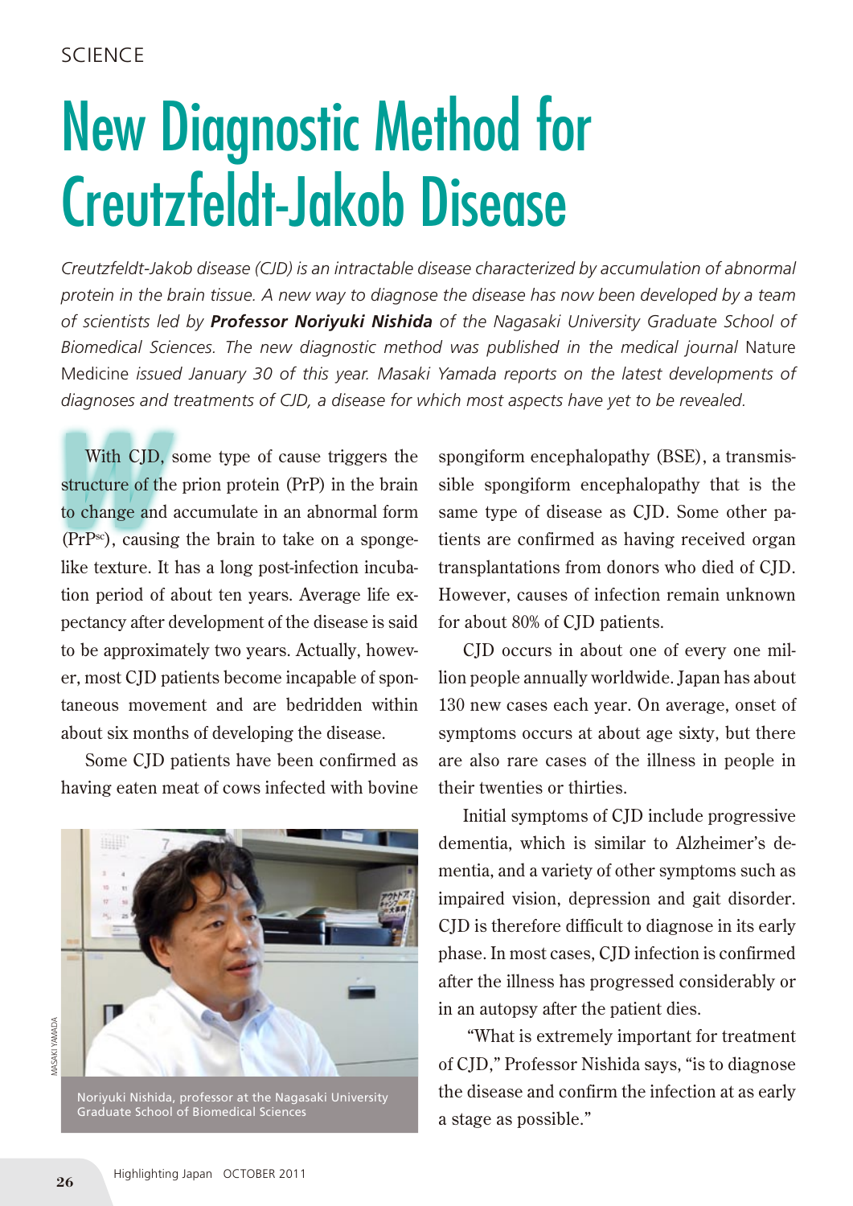SCIENCE

# New Diagnostic Method for Creutzfeldt-Jakob Disease

*Creutzfeldt-Jakob disease (CJD) is an intractable disease characterized by accumulation of abnormal protein in the brain tissue. A new way to diagnose the disease has now been developed by a team of scientists led by* ***Professor Noriyuki Nishida*** *of the Nagasaki University Graduate School of Biomedical Sciences. The new diagnostic method was published in the medical journal* Nature Medicine *issued January 30 of this year. Masaki Yamada reports on the latest developments of diagnoses and treatments of CJD, a disease for which most aspects have yet to be revealed.*

With CJD, some type of cause triggers the structure of the prion protein (PrP) in the brain to change and accumulate in an abnormal form ($PrP^{sc}$), causing the brain to take on a sponge-like texture. It has a long post-infection incubation period of about ten years. Average life expectancy after development of the disease is said to be approximately two years. Actually, however, most CJD patients become incapable of spontaneous movement and are bedridden within about six months of developing the disease.

Some CJD patients have been confirmed as having eaten meat of cows infected with bovine spongiform encephalopathy (BSE), a transmissible spongiform encephalopathy that is the same type of disease as CJD. Some other patients are confirmed as having received organ transplantations from donors who died of CJD. However, causes of infection remain unknown for about 80% of CJD patients.

MASAKI YAMADA

Noriyuki Nishida, professor at the Nagasaki University Graduate School of Biomedical Sciences

CJD occurs in about one of every one million people annually worldwide. Japan has about 130 new cases each year. On average, onset of symptoms occurs at about age sixty, but there are also rare cases of the illness in people in their twenties or thirties.

Initial symptoms of CJD include progressive dementia, which is similar to Alzheimer's dementia, and a variety of other symptoms such as impaired vision, depression and gait disorder. CJD is therefore difficult to diagnose in its early phase. In most cases, CJD infection is confirmed after the illness has progressed considerably or in an autopsy after the patient dies.

"What is extremely important for treatment of CJD," Professor Nishida says, "is to diagnose the disease and confirm the infection at as early a stage as possible."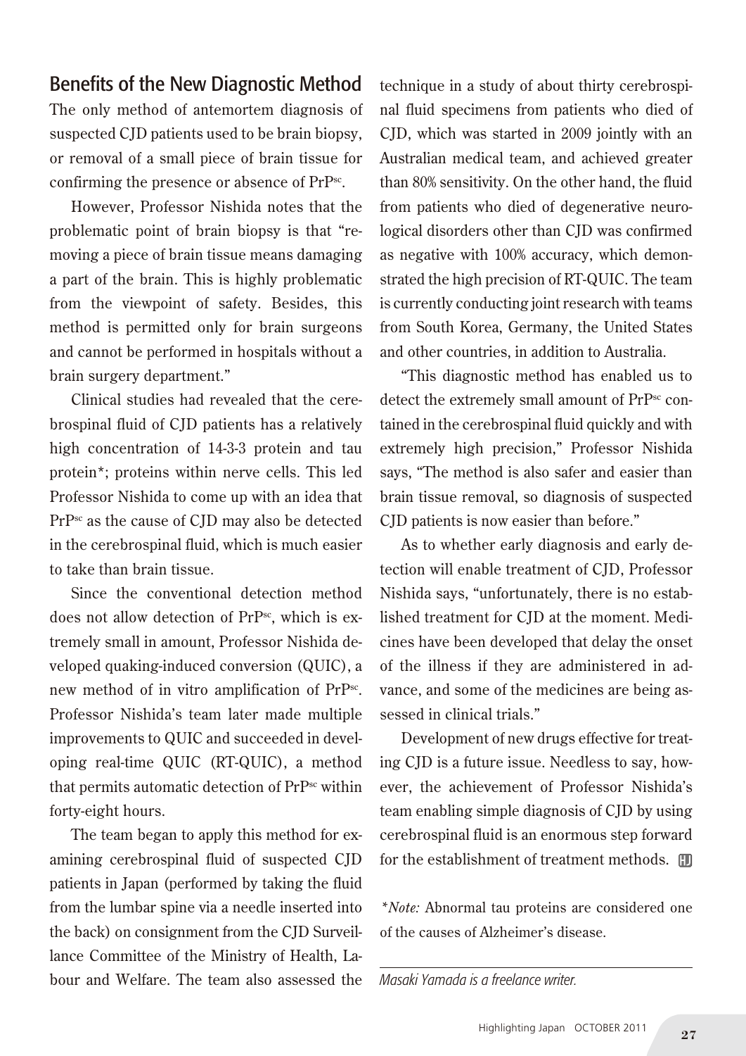## Benefits of the New Diagnostic Method

The only method of antemortem diagnosis of suspected CJD patients used to be brain biopsy, or removal of a small piece of brain tissue for confirming the presence or absence of $PrP^{sc}$.

However, Professor Nishida notes that the problematic point of brain biopsy is that "removing a piece of brain tissue means damaging a part of the brain. This is highly problematic from the viewpoint of safety. Besides, this method is permitted only for brain surgeons and cannot be performed in hospitals without a brain surgery department."

Clinical studies had revealed that the cerebrospinal fluid of CJD patients has a relatively high concentration of 14-3-3 protein and tau protein*; proteins within nerve cells. This led Professor Nishida to come up with an idea that $PrP^{sc}$ as the cause of CJD may also be detected in the cerebrospinal fluid, which is much easier to take than brain tissue.

Since the conventional detection method does not allow detection of $PrP^{sc}$, which is extremely small in amount, Professor Nishida developed quaking-induced conversion (QUIC), a new method of in vitro amplification of $PrP^{sc}$. Professor Nishida's team later made multiple improvements to QUIC and succeeded in developing real-time QUIC (RT-QUIC), a method that permits automatic detection of $PrP^{sc}$ within forty-eight hours.

The team began to apply this method for examining cerebrospinal fluid of suspected CJD patients in Japan (performed by taking the fluid from the lumbar spine via a needle inserted into the back) on consignment from the CJD Surveillance Committee of the Ministry of Health, Labour and Welfare. The team also assessed the technique in a study of about thirty cerebrospinal fluid specimens from patients who died of CJD, which was started in 2009 jointly with an Australian medical team, and achieved greater than 80% sensitivity. On the other hand, the fluid from patients who died of degenerative neurological disorders other than CJD was confirmed as negative with 100% accuracy, which demonstrated the high precision of RT-QUIC. The team is currently conducting joint research with teams from South Korea, Germany, the United States and other countries, in addition to Australia.

"This diagnostic method has enabled us to detect the extremely small amount of $PrP^{sc}$ contained in the cerebrospinal fluid quickly and with extremely high precision," Professor Nishida says, "The method is also safer and easier than brain tissue removal, so diagnosis of suspected CJD patients is now easier than before."

As to whether early diagnosis and early detection will enable treatment of CJD, Professor Nishida says, "unfortunately, there is no established treatment for CJD at the moment. Medicines have been developed that delay the onset of the illness if they are administered in advance, and some of the medicines are being assessed in clinical trials."

Development of new drugs effective for treating CJD is a future issue. Needless to say, however, the achievement of Professor Nishida's team enabling simple diagnosis of CJD by using cerebrospinal fluid is an enormous step forward for the establishment of treatment methods.

**Note:* Abnormal tau proteins are considered one of the causes of Alzheimer's disease.

---

*Masaki Yamada is a freelance writer.*